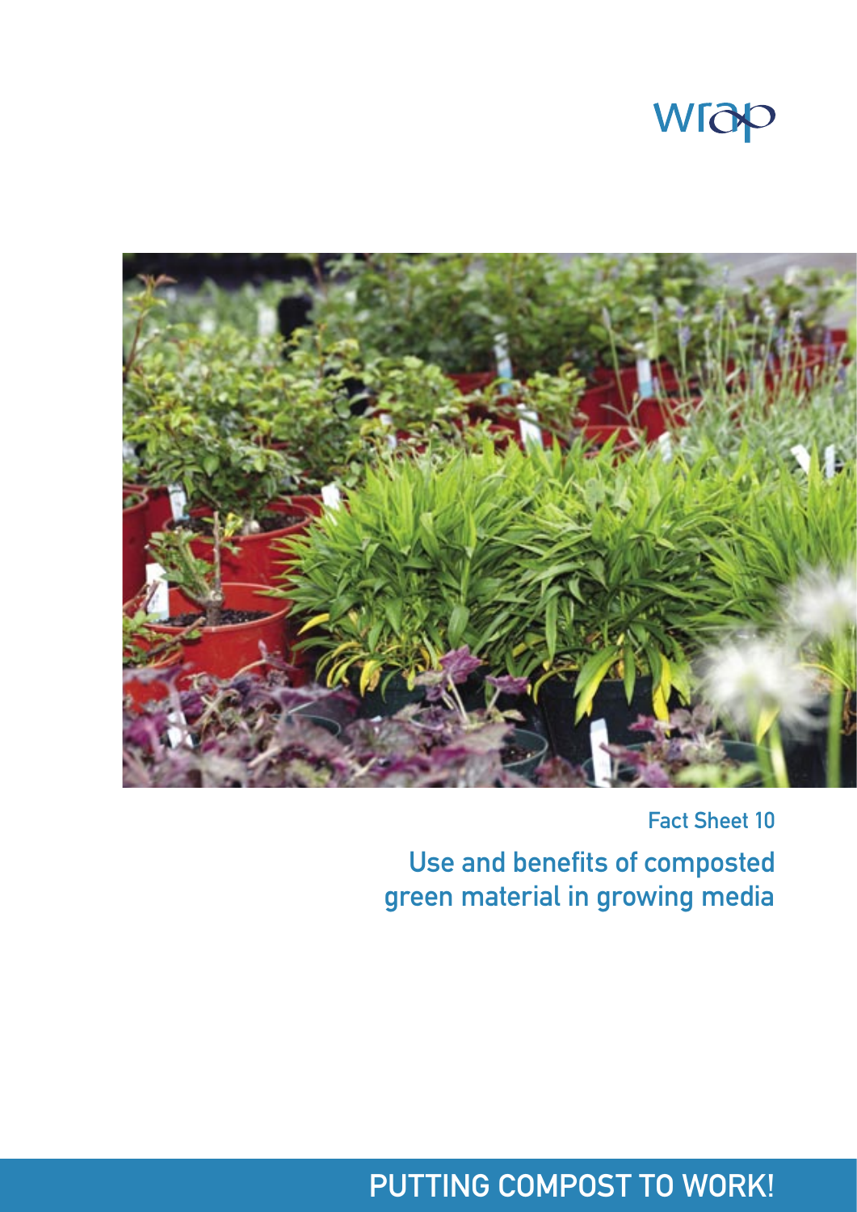wrap

Fact Sheet 10

# Use and benefits of composted green material in growing media

PUTTING COMPOST TO WORK!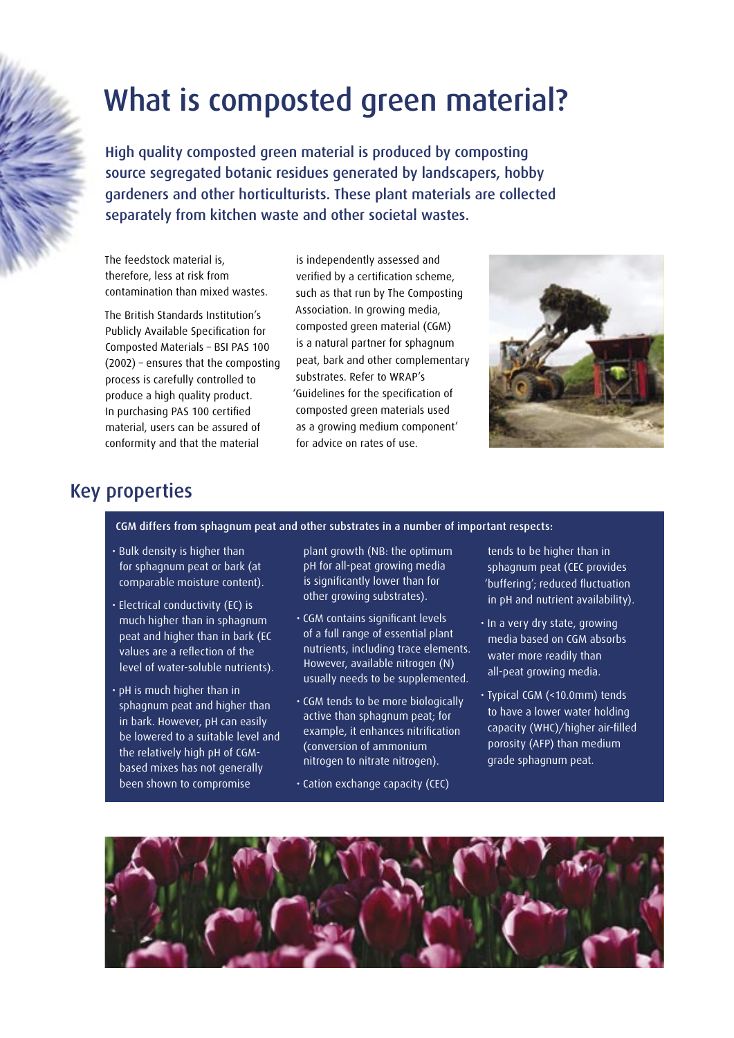# What is composted green material?

High quality composted green material is produced by composting source segregated botanic residues generated by landscapers, hobby gardeners and other horticulturists. These plant materials are collected separately from kitchen waste and other societal wastes.

The feedstock material is, therefore, less at risk from contamination than mixed wastes.

The British Standards Institution's Publicly Available Specification for Composted Materials – BSI PAS 100 (2002) – ensures that the composting process is carefully controlled to produce a high quality product. In purchasing PAS 100 certified material, users can be assured of conformity and that the material is independently assessed and verified by a certification scheme, such as that run by The Composting Association. In growing media, composted green material (CGM) is a natural partner for sphagnum peat, bark and other complementary substrates. Refer to WRAP's 'Guidelines for the specification of composted green materials used as a growing medium component' for advice on rates of use.

## Key properties

**CGM differs from sphagnum peat and other substrates in a number of important respects:**

- Bulk density is higher than for sphagnum peat or bark (at comparable moisture content).
- Electrical conductivity (EC) is much higher than in sphagnum peat and higher than in bark (EC values are a reflection of the level of water-soluble nutrients).
- pH is much higher than in sphagnum peat and higher than in bark. However, pH can easily be lowered to a suitable level and the relatively high pH of CGM-based mixes has not generally been shown to compromise plant growth (NB: the optimum pH for all-peat growing media is significantly lower than for other growing substrates).
- CGM contains significant levels of a full range of essential plant nutrients, including trace elements. However, available nitrogen (N) usually needs to be supplemented.
- CGM tends to be more biologically active than sphagnum peat; for example, it enhances nitrification (conversion of ammonium nitrogen to nitrate nitrogen).
- Cation exchange capacity (CEC) tends to be higher than in sphagnum peat (CEC provides 'buffering'; reduced fluctuation in pH and nutrient availability).
- In a very dry state, growing media based on CGM absorbs water more readily than all-peat growing media.
- Typical CGM (<10.0mm) tends to have a lower water holding capacity (WHC)/higher air-filled porosity (AFP) than medium grade sphagnum peat.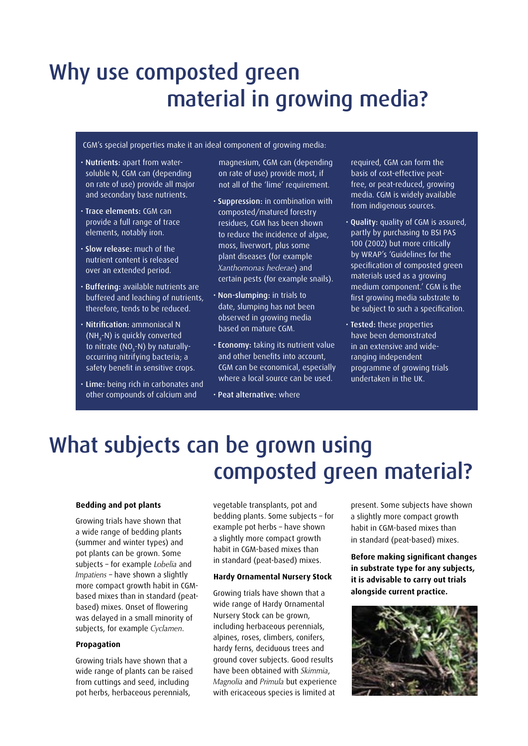# Why use composted green material in growing media?

CGM's special properties make it an ideal component of growing media:

- **Nutrients:** apart from water-soluble N, CGM can (depending on rate of use) provide all major and secondary base nutrients.
- **Trace elements:** CGM can provide a full range of trace elements, notably iron.
- **Slow release:** much of the nutrient content is released over an extended period.
- **Buffering:** available nutrients are buffered and leaching of nutrients, therefore, tends to be reduced.
- **Nitrification:** ammoniacal N ($NH_4$-N) is quickly converted to nitrate ($NO_3$-N) by naturally-occurring nitrifying bacteria; a safety benefit in sensitive crops.
- **Lime:** being rich in carbonates and other compounds of calcium and magnesium, CGM can (depending on rate of use) provide most, if not all of the 'lime' requirement.
- **Suppression:** in combination with composted/matured forestry residues, CGM has been shown to reduce the incidence of algae, moss, liverwort, plus some plant diseases (for example *Xanthomonas hederae*) and certain pests (for example snails).
- **Non-slumping:** in trials to date, slumping has not been observed in growing media based on mature CGM.
- **Economy:** taking its nutrient value and other benefits into account, CGM can be economical, especially where a local source can be used.
- **Peat alternative:** where required, CGM can form the basis of cost-effective peat-free, or peat-reduced, growing media. CGM is widely available from indigenous sources.
- **Quality:** quality of CGM is assured, partly by purchasing to BSI PAS 100 (2002) but more critically by WRAP's 'Guidelines for the specification of composted green materials used as a growing medium component.' CGM is the first growing media substrate to be subject to such a specification.
- **Tested:** these properties have been demonstrated in an extensive and wide-ranging independent programme of growing trials undertaken in the UK.

# What subjects can be grown using composted green material?

### Bedding and pot plants

Growing trials have shown that a wide range of bedding plants (summer and winter types) and pot plants can be grown. Some subjects – for example *Lobelia* and *Impatiens* – have shown a slightly more compact growth habit in CGM-based mixes than in standard (peat-based) mixes. Onset of flowering was delayed in a small minority of subjects, for example *Cyclamen*.

### Propagation

Growing trials have shown that a wide range of plants can be raised from cuttings and seed, including pot herbs, herbaceous perennials, vegetable transplants, pot and bedding plants. Some subjects – for example pot herbs – have shown a slightly more compact growth habit in CGM-based mixes than in standard (peat-based) mixes.

### Hardy Ornamental Nursery Stock

Growing trials have shown that a wide range of Hardy Ornamental Nursery Stock can be grown, including herbaceous perennials, alpines, roses, climbers, conifers, hardy ferns, deciduous trees and ground cover subjects. Good results have been obtained with *Skimmia*, *Magnolia* and *Primula* but experience with ericaceous species is limited at present. Some subjects have shown a slightly more compact growth habit in CGM-based mixes than in standard (peat-based) mixes.

**Before making significant changes in substrate type for any subjects, it is advisable to carry out trials alongside current practice.**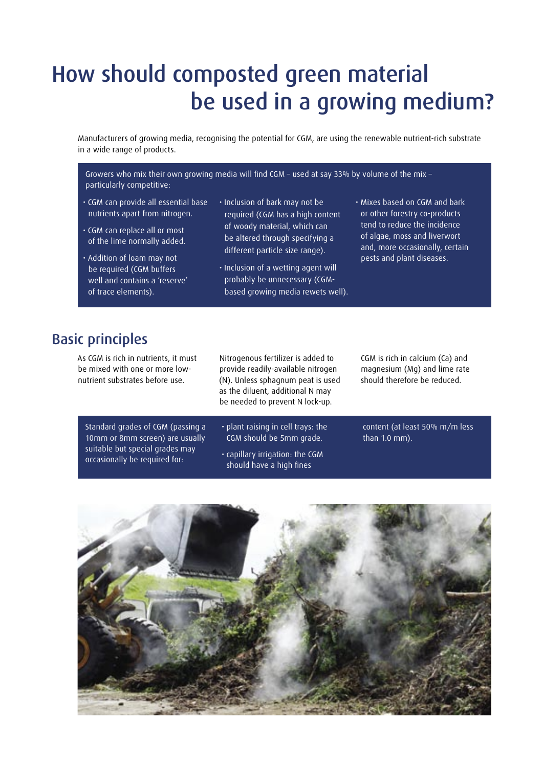# How should composted green material be used in a growing medium?

Manufacturers of growing media, recognising the potential for CGM, are using the renewable nutrient-rich substrate in a wide range of products.

Growers who mix their own growing media will find CGM – used at say 33% by volume of the mix – particularly competitive:

- CGM can provide all essential base nutrients apart from nitrogen.
- CGM can replace all or most of the lime normally added.
- Addition of loam may not be required (CGM buffers well and contains a 'reserve' of trace elements).
- Inclusion of bark may not be required (CGM has a high content of woody material, which can be altered through specifying a different particle size range).
- Inclusion of a wetting agent will probably be unnecessary (CGM-based growing media rewets well).
- Mixes based on CGM and bark or other forestry co-products tend to reduce the incidence of algae, moss and liverwort and, more occasionally, certain pests and plant diseases.

## Basic principles

As CGM is rich in nutrients, it must be mixed with one or more low-nutrient substrates before use.

Nitrogenous fertilizer is added to provide readily-available nitrogen (N). Unless sphagnum peat is used as the diluent, additional N may be needed to prevent N lock-up.

CGM is rich in calcium (Ca) and magnesium (Mg) and lime rate should therefore be reduced.

Standard grades of CGM (passing a 10mm or 8mm screen) are usually suitable but special grades may occasionally be required for:

- plant raising in cell trays: the CGM should be 5mm grade.
- capillary irrigation: the CGM should have a high fines content (at least 50% m/m less than 1.0 mm).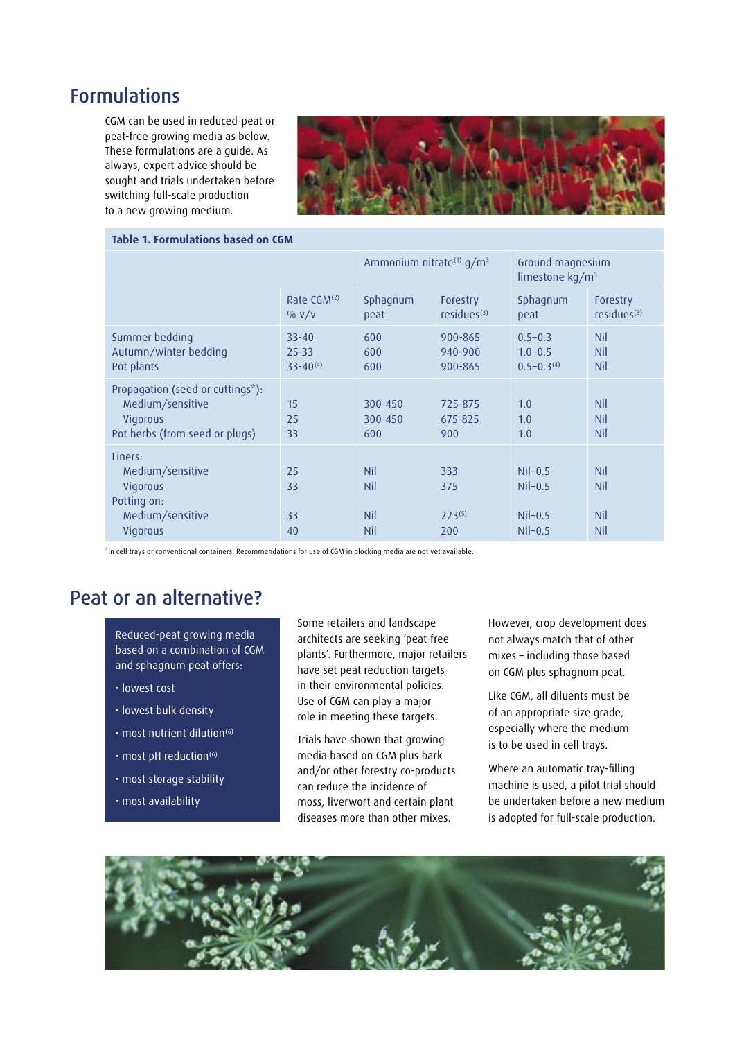## Formulations

CGM can be used in reduced-peat or peat-free growing media as below. These formulations are a guide. As always, expert advice should be sought and trials undertaken before switching full-scale production to a new growing medium.

**Table 1. Formulations based on CGM**

| | | Ammonium nitrate[1] $g/m^3$ | | Ground magnesium limestone $kg/m^3$ | |
|---|---|---|---|---|---|
| | Rate CGM[2] % v/v | Sphagnum peat | Forestry residues[3] | Sphagnum peat | Forestry residues[3] |
| Summer bedding | 33-40 | 600 | 900-865 | 0.5–0.3 | Nil |
| Autumn/winter bedding | 25-33 | 600 | 940-900 | 1.0–0.5 | Nil |
| Pot plants | 33-40[4] | 600 | 900-865 | 0.5–0.3[4] | Nil |
| Propagation (seed or cuttings*): | | | | | |
| Medium/sensitive | 15 | 300-450 | 725-875 | 1.0 | Nil |
| Vigorous | 25 | 300-450 | 675-825 | 1.0 | Nil |
| Pot herbs (from seed or plugs) | 33 | 600 | 900 | 1.0 | Nil |
| Liners: | | | | | |
| Medium/sensitive | 25 | Nil | 333 | Nil–0.5 | Nil |
| Vigorous | 33 | Nil | 375 | Nil–0.5 | Nil |
| Potting on: | | | | | |
| Medium/sensitive | 33 | Nil | 223[5] | Nil–0.5 | Nil |
| Vigorous | 40 | Nil | 200 | Nil–0.5 | Nil |

*In cell trays or conventional containers. Recommendations for use of CGM in blocking media are not yet available.

## Peat or an alternative?

Reduced-peat growing media based on a combination of CGM and sphagnum peat offers:

- lowest cost
- lowest bulk density
- most nutrient dilution[6]
- most pH reduction[6]
- most storage stability
- most availability

Some retailers and landscape architects are seeking 'peat-free plants'. Furthermore, major retailers have set peat reduction targets in their environmental policies. Use of CGM can play a major role in meeting these targets.

Trials have shown that growing media based on CGM plus bark and/or other forestry co-products can reduce the incidence of moss, liverwort and certain plant diseases more than other mixes.

However, crop development does not always match that of other mixes – including those based on CGM plus sphagnum peat.

Like CGM, all diluents must be of an appropriate size grade, especially where the medium is to be used in cell trays.

Where an automatic tray-filling machine is used, a pilot trial should be undertaken before a new medium is adopted for full-scale production.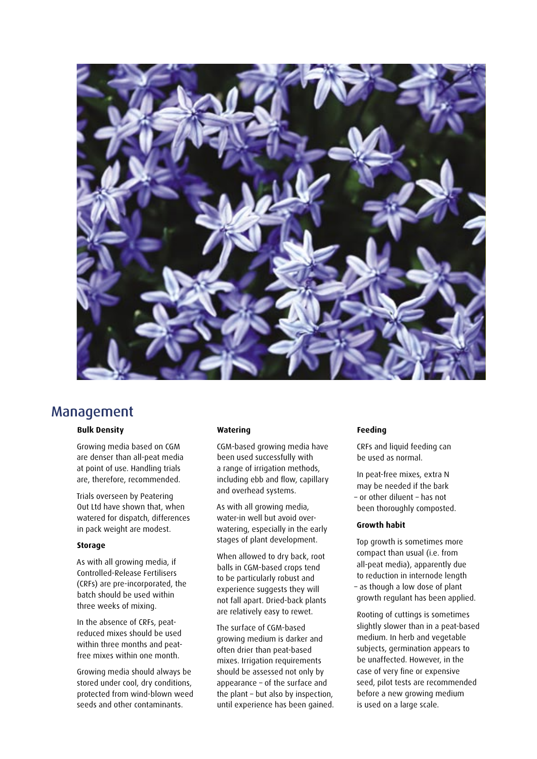## Management

### Bulk Density

Growing media based on CGM are denser than all-peat media at point of use. Handling trials are, therefore, recommended.

Trials overseen by Peatering Out Ltd have shown that, when watered for dispatch, differences in pack weight are modest.

### Storage

As with all growing media, if Controlled-Release Fertilisers (CRFs) are pre-incorporated, the batch should be used within three weeks of mixing.

In the absence of CRFs, peat-reduced mixes should be used within three months and peat-free mixes within one month.

Growing media should always be stored under cool, dry conditions, protected from wind-blown weed seeds and other contaminants.

### Watering

CGM-based growing media have been used successfully with a range of irrigation methods, including ebb and flow, capillary and overhead systems.

As with all growing media, water-in well but avoid over-watering, especially in the early stages of plant development.

When allowed to dry back, root balls in CGM-based crops tend to be particularly robust and experience suggests they will not fall apart. Dried-back plants are relatively easy to rewet.

The surface of CGM-based growing medium is darker and often drier than peat-based mixes. Irrigation requirements should be assessed not only by appearance – of the surface and the plant – but also by inspection, until experience has been gained.

### Feeding

CRFs and liquid feeding can be used as normal.

In peat-free mixes, extra N may be needed if the bark – or other diluent – has not been thoroughly composted.

### Growth habit

Top growth is sometimes more compact than usual (i.e. from all-peat media), apparently due to reduction in internode length – as though a low dose of plant growth regulant has been applied.

Rooting of cuttings is sometimes slightly slower than in a peat-based medium. In herb and vegetable subjects, germination appears to be unaffected. However, in the case of very fine or expensive seed, pilot tests are recommended before a new growing medium is used on a large scale.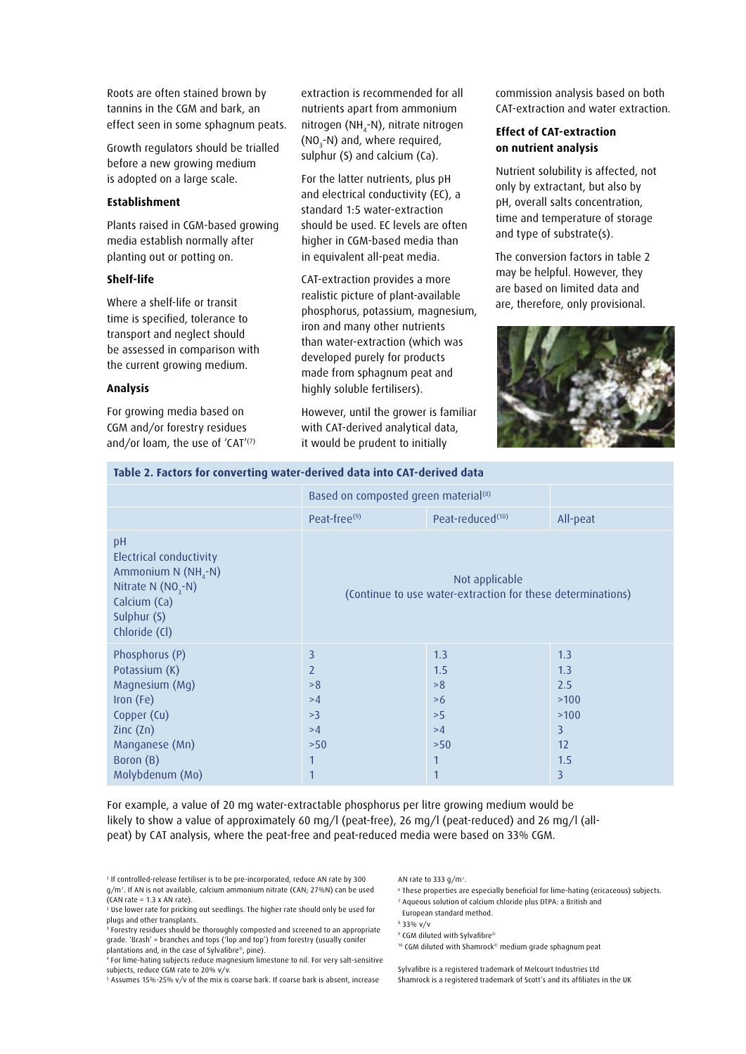Roots are often stained brown by tannins in the CGM and bark, an effect seen in some sphagnum peats.

Growth regulators should be trialled before a new growing medium is adopted on a large scale.

### Establishment

Plants raised in CGM-based growing media establish normally after planting out or potting on.

### Shelf-life

Where a shelf-life or transit time is specified, tolerance to transport and neglect should be assessed in comparison with the current growing medium.

### Analysis

For growing media based on CGM and/or forestry residues and/or loam, the use of 'CAT'[7] extraction is recommended for all nutrients apart from ammonium nitrogen ($NH_4$-N), nitrate nitrogen ($NO_3$-N) and, where required, sulphur (S) and calcium (Ca).

For the latter nutrients, plus pH and electrical conductivity (EC), a standard 1:5 water-extraction should be used. EC levels are often higher in CGM-based media than in equivalent all-peat media.

CAT-extraction provides a more realistic picture of plant-available phosphorus, potassium, magnesium, iron and many other nutrients than water-extraction (which was developed purely for products made from sphagnum peat and highly soluble fertilisers).

However, until the grower is familiar with CAT-derived analytical data, it would be prudent to initially commission analysis based on both CAT-extraction and water extraction.

### Effect of CAT-extraction on nutrient analysis

Nutrient solubility is affected, not only by extractant, but also by pH, overall salts concentration, time and temperature of storage and type of substrate(s).

The conversion factors in table 2 may be helpful. However, they are based on limited data and are, therefore, only provisional.

**Table 2. Factors for converting water-derived data into CAT-derived data**

| | Based on composted green material[8] | | |
|---|---|---|---|
| | Peat-free[9] | Peat-reduced[10] | All-peat |
| pH<br>Electrical conductivity<br>Ammonium N ($NH_4$-N)<br>Nitrate N ($NO_3$-N)<br>Calcium (Ca)<br>Sulphur (S)<br>Chloride (Cl) | Not applicable (Continue to use water-extraction for these determinations) | | |
| Phosphorus (P) | 3 | 1.3 | 1.3 |
| Potassium (K) | 2 | 1.5 | 1.3 |
| Magnesium (Mg) | >8 | >8 | 2.5 |
| Iron (Fe) | >4 | >6 | >100 |
| Copper (Cu) | >3 | >5 | >100 |
| Zinc (Zn) | >4 | >4 | 3 |
| Manganese (Mn) | >50 | >50 | 12 |
| Boron (B) | 1 | 1 | 1.5 |
| Molybdenum (Mo) | 1 | 1 | 3 |

For example, a value of 20 mg water-extractable phosphorus per litre growing medium would be likely to show a value of approximately 60 mg/l (peat-free), 26 mg/l (peat-reduced) and 26 mg/l (all-peat) by CAT analysis, where the peat-free and peat-reduced media were based on 33% CGM.

[1] If controlled-release fertiliser is to be pre-incorporated, reduce AN rate by 300 g/m³. If AN is not available, calcium ammonium nitrate (CAN; 27%N) can be used (CAN rate = 1.3 x AN rate).
[2] Use lower rate for pricking out seedlings. The higher rate should only be used for plugs and other transplants.
[3] Forestry residues should be thoroughly composted and screened to an appropriate grade. 'Brash' = branches and tops ('lop and top') from forestry (usually conifer plantations and, in the case of Sylvafibre®, pine).
[4] For lime-hating subjects reduce magnesium limestone to nil. For very salt-sensitive subjects, reduce CGM rate to 20% v/v.
[5] Assumes 15%-25% v/v of the mix is coarse bark. If coarse bark is absent, increase AN rate to 333 g/m³.
[6] These properties are especially beneficial for lime-hating (ericaceous) subjects.
[7] Aqueous solution of calcium chloride plus DTPA: a British and European standard method.
[8] 33% v/v
[9] CGM diluted with Sylvafibre®
[10] CGM diluted with Shamrock® medium grade sphagnum peat

Sylvafibre is a registered trademark of Melcourt Industries Ltd
Shamrock is a registered trademark of Scott's and its affiliates in the UK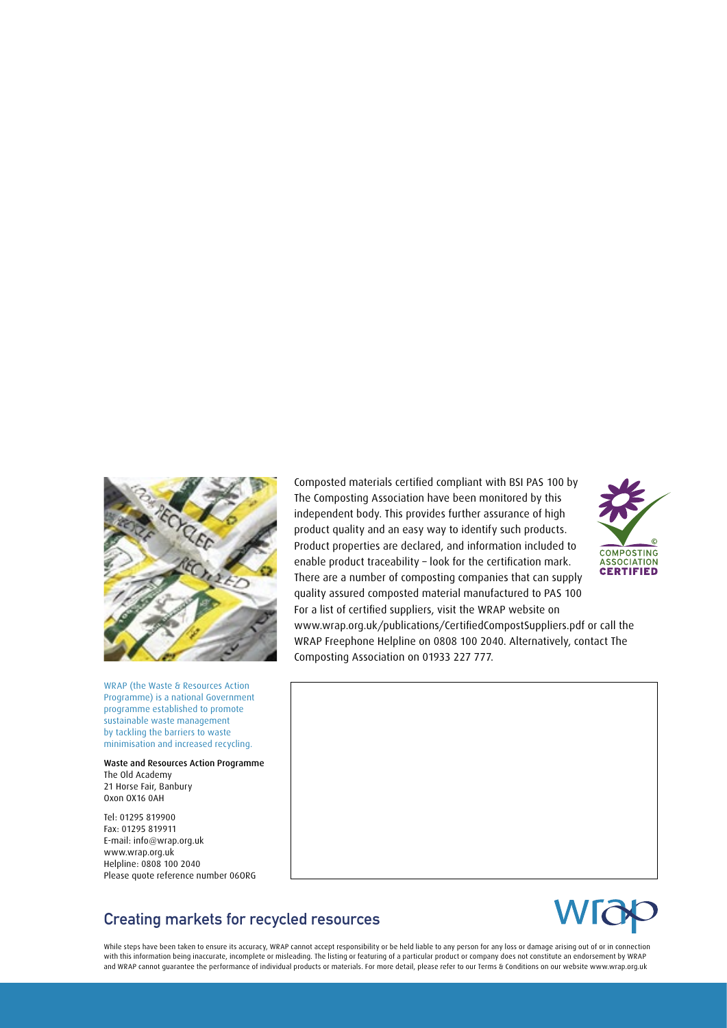Composted materials certified compliant with BSI PAS 100 by The Composting Association have been monitored by this independent body. This provides further assurance of high product quality and an easy way to identify such products. Product properties are declared, and information included to enable product traceability – look for the certification mark. There are a number of composting companies that can supply quality assured composted material manufactured to PAS 100 For a list of certified suppliers, visit the WRAP website on www.wrap.org.uk/publications/CertifiedCompostSuppliers.pdf or call the WRAP Freephone Helpline on 0808 100 2040. Alternatively, contact The Composting Association on 01933 227 777.

COMPOSTING ASSOCIATION CERTIFIED

WRAP (the Waste & Resources Action Programme) is a national Government programme established to promote sustainable waste management by tackling the barriers to waste minimisation and increased recycling.

**Waste and Resources Action Programme**
The Old Academy
21 Horse Fair, Banbury
Oxon OX16 0AH

Tel: 01295 819900
Fax: 01295 819911
E-mail: info@wrap.org.uk
www.wrap.org.uk
Helpline: 0808 100 2040
Please quote reference number 06ORG

## Creating markets for recycled resources

While steps have been taken to ensure its accuracy, WRAP cannot accept responsibility or be held liable to any person for any loss or damage arising out of or in connection with this information being inaccurate, incomplete or misleading. The listing or featuring of a particular product or company does not constitute an endorsement by WRAP and WRAP cannot guarantee the performance of individual products or materials. For more detail, please refer to our Terms & Conditions on our website www.wrap.org.uk